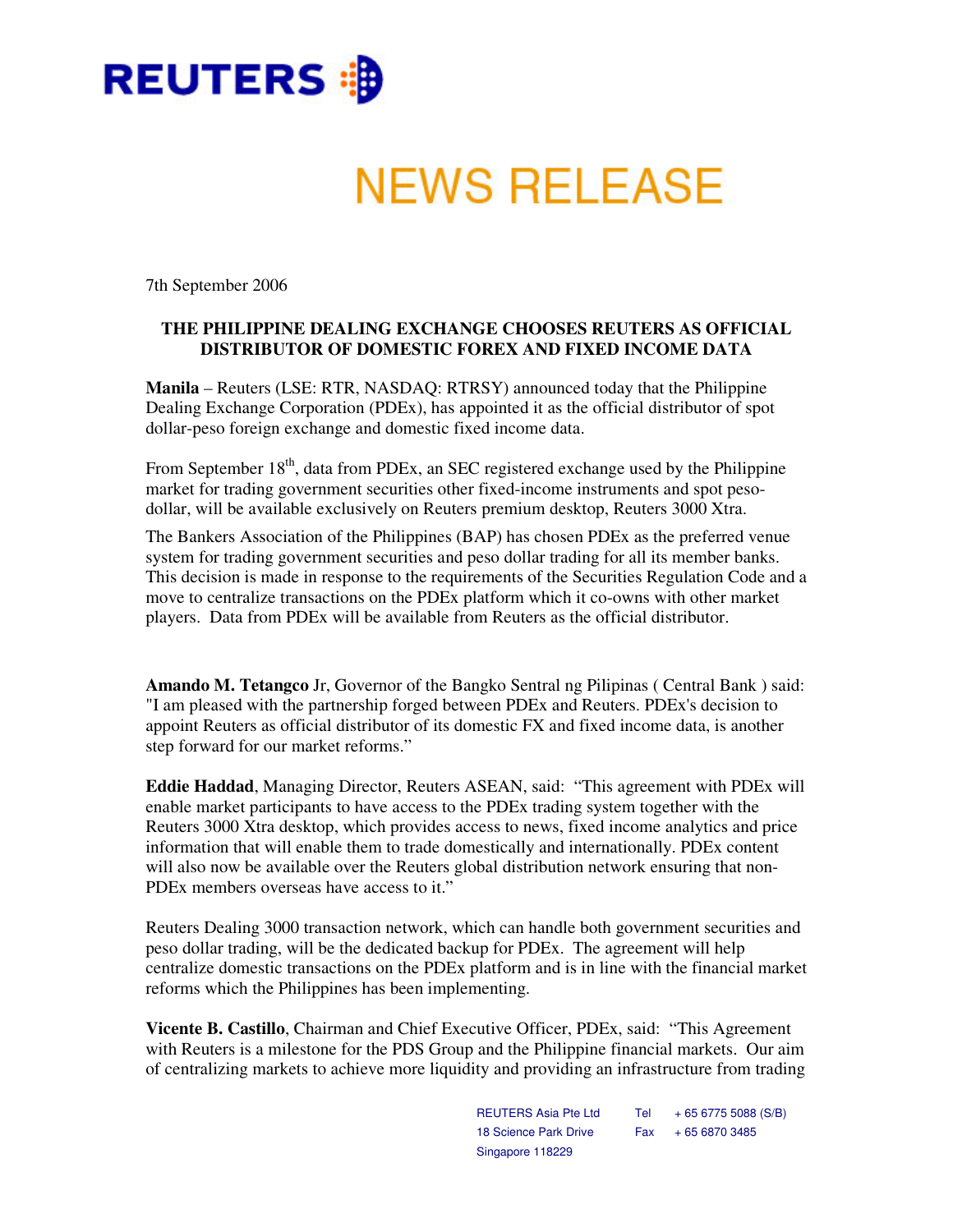REUTERS

# NEWS RELEASE

7th September 2006

**THE PHILIPPINE DEALING EXCHANGE CHOOSES REUTERS AS OFFICIAL DISTRIBUTOR OF DOMESTIC FOREX AND FIXED INCOME DATA**

**Manila** – Reuters (LSE: RTR, NASDAQ: RTRSY) announced today that the Philippine Dealing Exchange Corporation (PDEx), has appointed it as the official distributor of spot dollar-peso foreign exchange and domestic fixed income data.

From September 18th, data from PDEx, an SEC registered exchange used by the Philippine market for trading government securities other fixed-income instruments and spot peso-dollar, will be available exclusively on Reuters premium desktop, Reuters 3000 Xtra.

The Bankers Association of the Philippines (BAP) has chosen PDEx as the preferred venue system for trading government securities and peso dollar trading for all its member banks. This decision is made in response to the requirements of the Securities Regulation Code and a move to centralize transactions on the PDEx platform which it co-owns with other market players. Data from PDEx will be available from Reuters as the official distributor.

**Amando M. Tetangco** Jr, Governor of the Bangko Sentral ng Pilipinas ( Central Bank ) said: "I am pleased with the partnership forged between PDEx and Reuters. PDEx's decision to appoint Reuters as official distributor of its domestic FX and fixed income data, is another step forward for our market reforms."

**Eddie Haddad**, Managing Director, Reuters ASEAN, said: "This agreement with PDEx will enable market participants to have access to the PDEx trading system together with the Reuters 3000 Xtra desktop, which provides access to news, fixed income analytics and price information that will enable them to trade domestically and internationally. PDEx content will also now be available over the Reuters global distribution network ensuring that non-PDEx members overseas have access to it."

Reuters Dealing 3000 transaction network, which can handle both government securities and peso dollar trading, will be the dedicated backup for PDEx. The agreement will help centralize domestic transactions on the PDEx platform and is in line with the financial market reforms which the Philippines has been implementing.

**Vicente B. Castillo**, Chairman and Chief Executive Officer, PDEx, said: "This Agreement with Reuters is a milestone for the PDS Group and the Philippine financial markets. Our aim of centralizing markets to achieve more liquidity and providing an infrastructure from trading

REUTERS Asia Pte Ltd  
18 Science Park Drive  
Singapore 118229  
Tel + 65 6775 5088 (S/B)  
Fax + 65 6870 3485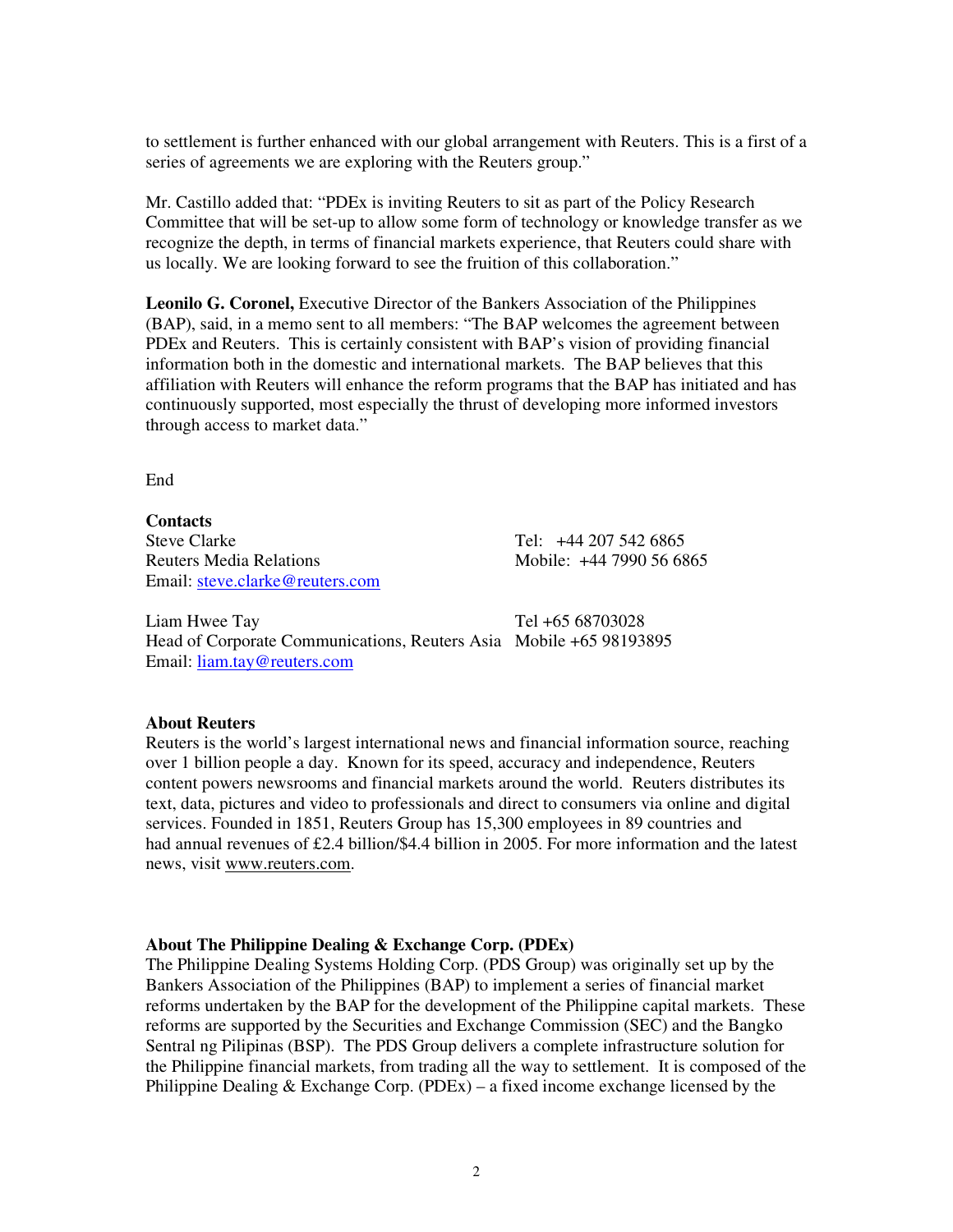to settlement is further enhanced with our global arrangement with Reuters. This is a first of a series of agreements we are exploring with the Reuters group."

Mr. Castillo added that: "PDEx is inviting Reuters to sit as part of the Policy Research Committee that will be set-up to allow some form of technology or knowledge transfer as we recognize the depth, in terms of financial markets experience, that Reuters could share with us locally. We are looking forward to see the fruition of this collaboration."

**Leonilo G. Coronel,** Executive Director of the Bankers Association of the Philippines (BAP), said, in a memo sent to all members: "The BAP welcomes the agreement between PDEx and Reuters. This is certainly consistent with BAP's vision of providing financial information both in the domestic and international markets. The BAP believes that this affiliation with Reuters will enhance the reform programs that the BAP has initiated and has continuously supported, most especially the thrust of developing more informed investors through access to market data."

End

**Contacts**

Steve Clarke
Reuters Media Relations
Email: steve.clarke@reuters.com
Tel: +44 207 542 6865
Mobile: +44 7990 56 6865

Liam Hwee Tay
Head of Corporate Communications, Reuters Asia
Email: liam.tay@reuters.com
Tel +65 68703028
Mobile +65 98193895

**About Reuters**

Reuters is the world's largest international news and financial information source, reaching over 1 billion people a day. Known for its speed, accuracy and independence, Reuters content powers newsrooms and financial markets around the world. Reuters distributes its text, data, pictures and video to professionals and direct to consumers via online and digital services. Founded in 1851, Reuters Group has 15,300 employees in 89 countries and had annual revenues of £2.4 billion/$4.4 billion in 2005. For more information and the latest news, visit www.reuters.com.

**About The Philippine Dealing & Exchange Corp. (PDEx)**

The Philippine Dealing Systems Holding Corp. (PDS Group) was originally set up by the Bankers Association of the Philippines (BAP) to implement a series of financial market reforms undertaken by the BAP for the development of the Philippine capital markets. These reforms are supported by the Securities and Exchange Commission (SEC) and the Bangko Sentral ng Pilipinas (BSP). The PDS Group delivers a complete infrastructure solution for the Philippine financial markets, from trading all the way to settlement. It is composed of the Philippine Dealing & Exchange Corp. (PDEx) – a fixed income exchange licensed by the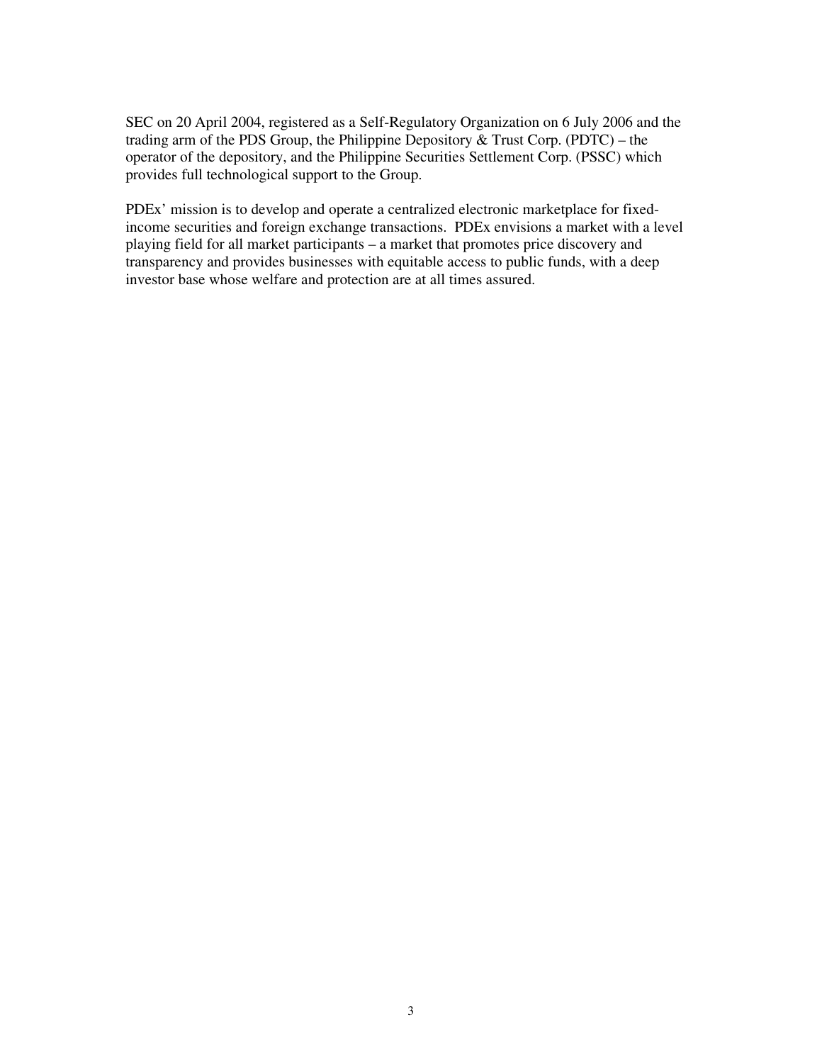SEC on 20 April 2004, registered as a Self-Regulatory Organization on 6 July 2006 and the trading arm of the PDS Group, the Philippine Depository & Trust Corp. (PDTC) – the operator of the depository, and the Philippine Securities Settlement Corp. (PSSC) which provides full technological support to the Group.

PDEx' mission is to develop and operate a centralized electronic marketplace for fixed-income securities and foreign exchange transactions. PDEx envisions a market with a level playing field for all market participants – a market that promotes price discovery and transparency and provides businesses with equitable access to public funds, with a deep investor base whose welfare and protection are at all times assured.